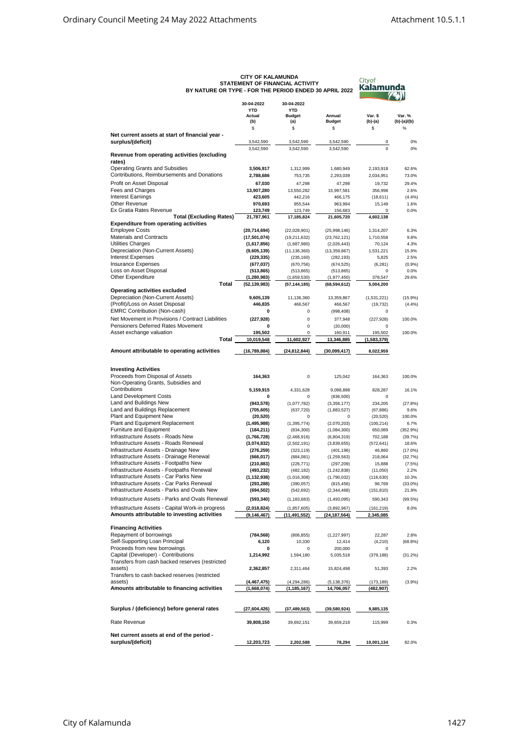# CITY OF KALAMUNDA
## STATEMENT OF FINANCIAL ACTIVITY
### BY NATURE OR TYPE - FOR THE PERIOD ENDED 30 APRIL 2022

| | 30-04-2022 YTD Actual (b) | 30-04-2022 YTD Budget (a) | Annual Budget | Var. $ (b)-(a) | Var. % (b)-(a)/(b) |
|---|---|---|---|---|---|
| | $ | $ | $ | $ | % |
| **Net current assets at start of financial year - surplus/(deficit)** | 3,542,590 | 3,542,590 | 3,542,590 | 0 | 0% |
| | 3,542,590 | 3,542,590 | 3,542,590 | 0 | 0% |
| **Revenue from operating activities (excluding rates)** | | | | | |
| Operating Grants and Subsidies | **3,506,917** | 1,312,999 | 1,680,949 | 2,193,918 | 62.6% |
| Contributions, Reimbursements and Donations | **2,788,686** | 753,735 | 2,293,039 | 2,034,951 | 73.0% |
| Profit on Asset Disposal | **67,030** | 47,298 | 47,298 | 19,732 | 29.4% |
| Fees and Charges | **13,907,280** | 13,550,282 | 15,997,581 | 356,998 | 2.6% |
| Interest Earnings | **423,605** | 442,216 | 466,175 | (18,611) | (4.4%) |
| Other Revenue | **970,693** | 955,544 | 963,994 | 15,149 | 1.6% |
| Ex Gratia Rates Revenue | **123,749** | 123,749 | 156,683 | 0 | 0.0% |
| **Total (Excluding Rates)** | **21,787,961** | 17,185,824 | 21,605,720 | **4,602,138** | |
| **Expenditure from operating activities** | | | | | |
| Employee Costs | **(20,714,694)** | (22,028,901) | (25,998,146) | 1,314,207 | 6.3% |
| Materials and Contracts | **(17,501,074)** | (19,211,632) | (23,762,121) | 1,710,558 | 9.8% |
| Utilities Charges | **(1,617,856)** | (1,687,980) | (2,026,443) | 70,124 | 4.3% |
| Depreciation (Non-Current Assets) | **(9,605,139)** | (11,136,360) | (13,359,867) | 1,531,221 | 15.9% |
| Interest Expenses | **(229,335)** | (235,160) | (282,193) | 5,825 | 2.5% |
| Insurance Expenses | **(677,037)** | (670,756) | (674,525) | (6,281) | (0.9%) |
| Loss on Asset Disposal | **(513,865)** | (513,865) | (513,865) | 0 | 0.0% |
| Other Expenditure | **(1,280,983)** | (1,659,530) | (1,977,450) | 378,547 | 29.6% |
| **Total** | **(52,139,983)** | **(57,144,185)** | **(68,594,612)** | **5,004,200** | |
| **Operating activities excluded** | | | | | |
| Depreciation (Non-Current Assets) | **9,605,139** | 11,136,360 | 13,359,867 | (1,531,221) | (15.9%) |
| (Profit)/Loss on Asset Disposal | **446,835** | 466,567 | 466,567 | (19,732) | (4.4%) |
| EMRC Contribution (Non-cash) | **0** | 0 | (998,408) | 0 | |
| Net Movement in Provisions / Contract Liabilities | **(227,928)** | 0 | 377,948 | (227,928) | 100.0% |
| Pensioners Deferred Rates Movement | **0** | 0 | (20,000) | 0 | |
| Asset exchange valuation | **195,502** | 0 | 160,911 | 195,502 | 100.0% |
| **Total** | **10,019,548** | **11,602,927** | **13,346,885** | **(1,583,379)** | |
| **Amount attributable to operating activities** | **(16,789,884)** | **(24,812,844)** | **(30,099,417)** | **8,022,959** | |
| **Investing Activities** | | | | | |
| Proceeds from Disposal of Assets | **164,363** | 0 | 125,042 | 164,363 | 100.0% |
| Non-Operating Grants, Subsidies and Contributions | **5,159,915** | 4,331,628 | 9,098,898 | 828,287 | 16.1% |
| Land Development Costs | **0** | 0 | (836,500) | 0 | |
| Land and Buildings New | **(843,578)** | (1,077,782) | (3,356,177) | 234,205 | (27.8%) |
| Land and Buildings Replacement | **(705,605)** | (637,720) | (1,883,527) | (67,886) | 9.6% |
| Plant and Equipment New | **(20,520)** | 0 | 0 | (20,520) | 100.0% |
| Plant and Equipment Replacement | **(1,495,988)** | (1,395,774) | (2,070,203) | (100,214) | 6.7% |
| Furniture and Equipment | **(184,211)** | (834,300) | (1,084,300) | 650,089 | (352.9%) |
| Infrastructure Assets - Roads New | **(1,766,728)** | (2,468,916) | (6,804,319) | 702,188 | (39.7%) |
| Infrastructure Assets - Roads Renewal | **(3,074,832)** | (2,502,191) | (3,839,655) | (572,641) | 18.6% |
| Infrastructure Assets - Drainage New | **(276,259)** | (323,119) | (401,196) | 46,860 | (17.0%) |
| Infrastructure Assets - Drainage Renewal | **(666,017)** | (884,081) | (1,259,563) | 218,064 | (32.7%) |
| Infrastructure Assets - Footpaths New | **(210,883)** | (226,771) | (297,209) | 15,888 | (7.5%) |
| Infrastructure Assets - Footpaths Renewal | **(493,232)** | (482,182) | (1,242,838) | (11,050) | 2.2% |
| Infrastructure Assets - Car Parks New | **(1,132,938)** | (1,016,308) | (1,790,032) | (116,630) | 10.3% |
| Infrastructure Assets - Car Parks Renewal | **(293,288)** | (390,057) | (815,456) | 96,769 | (33.0%) |
| Infrastructure Assets - Parks and Ovals New | **(694,502)** | (542,692) | (2,344,468) | (151,810) | 21.9% |
| Infrastructure Assets - Parks and Ovals Renewal | **(593,340)** | (1,183,683) | (1,493,095) | 590,343 | (99.5%) |
| Infrastructure Assets - Capital Work-in progress | **(2,018,824)** | (1,857,605) | (3,892,967) | (161,219) | 8.0% |
| **Amounts attributable to investing activities** | **(9,146,467)** | **(11,491,552)** | **(24,187,564)** | **2,345,085** | |
| **Financing Activities** | | | | | |
| Repayment of borrowings | **(784,568)** | (806,855) | (1,227,997) | 22,287 | 2.8% |
| Self-Supporting Loan Principal | **6,120** | 10,330 | 12,414 | (4,210) | (68.8%) |
| Proceeds from new borrowings | **0** | 0 | 200,000 | 0 | |
| Capital (Developer) - Contributions | **1,214,992** | 1,594,180 | 5,035,518 | (379,188) | (31.2%) |
| Transfers from cash backed reserves (restricted assets) | **2,362,857** | 2,311,464 | 15,824,498 | 51,393 | 2.2% |
| Transfers to cash backed reserves (restricted assets) | **(4,467,475)** | (4,294,286) | (5,138,376) | (173,189) | (3.9%) |
| **Amounts attributable to financing activities** | **(1,668,074)** | **(1,185,167)** | **14,706,057** | **(482,907)** | |
| **Surplus / (deficiency) before general rates** | **(27,604,426)** | **(37,489,563)** | **(39,580,924)** | **9,885,135** | |
| Rate Revenue | **39,808,150** | 39,692,151 | 39,659,218 | 115,999 | 0.3% |
| **Net current assets at end of the period - surplus/(deficit)** | **12,203,723** | **2,202,588** | **78,294** | **10,001,134** | 82.0% |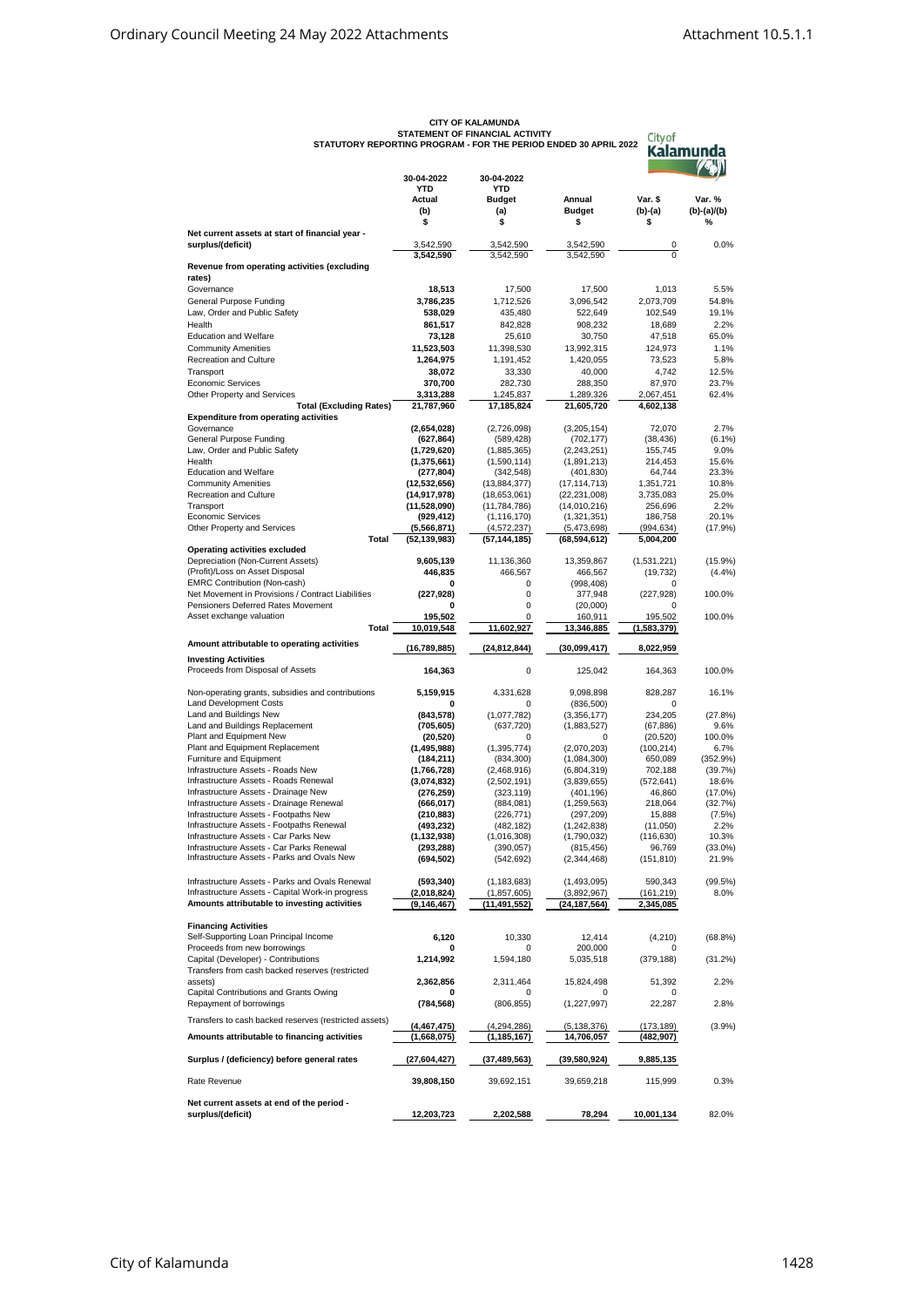**CITY OF KALAMUNDA**
**STATEMENT OF FINANCIAL ACTIVITY**
**STATUTORY REPORTING PROGRAM - FOR THE PERIOD ENDED 30 APRIL 2022**

| | 30-04-2022 YTD Actual (b) $ | 30-04-2022 YTD Budget (a) $ | Annual Budget $ | Var. $ (b)-(a) $ | Var. % (b)-(a)/(b) % |
|---|---|---|---|---|---|
| **Net current assets at start of financial year - surplus/(deficit)** | 3,542,590 | 3,542,590 | 3,542,590 | 0 | 0.0% |
| | 3,542,590 | 3,542,590 | 3,542,590 | 0 | |
| **Revenue from operating activities (excluding rates)** | | | | | |
| Governance | 18,513 | 17,500 | 17,500 | 1,013 | 5.5% |
| General Purpose Funding | 3,786,235 | 1,712,526 | 3,096,542 | 2,073,709 | 54.8% |
| Law, Order and Public Safety | 538,029 | 435,480 | 522,649 | 102,549 | 19.1% |
| Health | 861,517 | 842,828 | 908,232 | 18,689 | 2.2% |
| Education and Welfare | 73,128 | 25,610 | 30,750 | 47,518 | 65.0% |
| Community Amenities | 11,523,503 | 11,398,530 | 13,992,315 | 124,973 | 1.1% |
| Recreation and Culture | 1,264,975 | 1,191,452 | 1,420,055 | 73,523 | 5.8% |
| Transport | 38,072 | 33,330 | 40,000 | 4,742 | 12.5% |
| Economic Services | 370,700 | 282,730 | 288,350 | 87,970 | 23.7% |
| Other Property and Services | 3,313,288 | 1,245,837 | 1,289,326 | 2,067,451 | 62.4% |
| **Total (Excluding Rates)** | 21,787,960 | 17,185,824 | 21,605,720 | 4,602,138 | |
| **Expenditure from operating activities** | | | | | |
| Governance | (2,654,028) | (2,726,098) | (3,205,154) | 72,070 | 2.7% |
| General Purpose Funding | (627,864) | (589,428) | (702,177) | (38,436) | (6.1%) |
| Law, Order and Public Safety | (1,729,620) | (1,885,365) | (2,243,251) | 155,745 | 9.0% |
| Health | (1,375,661) | (1,590,114) | (1,891,213) | 214,453 | 15.6% |
| Education and Welfare | (277,804) | (342,548) | (401,830) | 64,744 | 23.3% |
| Community Amenities | (12,532,656) | (13,884,377) | (17,114,713) | 1,351,721 | 10.8% |
| Recreation and Culture | (14,917,978) | (18,653,061) | (22,231,008) | 3,735,083 | 25.0% |
| Transport | (11,528,090) | (11,784,786) | (14,010,216) | 256,696 | 2.2% |
| Economic Services | (929,412) | (1,116,170) | (1,321,351) | 186,758 | 20.1% |
| Other Property and Services | (5,566,871) | (4,572,237) | (5,473,698) | (994,634) | (17.9%) |
| **Total** | (52,139,983) | (57,144,185) | (68,594,612) | 5,004,200 | |
| **Operating activities excluded** | | | | | |
| Depreciation (Non-Current Assets) | 9,605,139 | 11,136,360 | 13,359,867 | (1,531,221) | (15.9%) |
| (Profit)/Loss on Asset Disposal | 446,835 | 466,567 | 466,567 | (19,732) | (4.4%) |
| EMRC Contribution (Non-cash) | 0 | 0 | (998,408) | 0 | |
| Net Movement in Provisions / Contract Liabilities | (227,928) | 0 | 377,948 | (227,928) | 100.0% |
| Pensioners Deferred Rates Movement | 0 | 0 | (20,000) | 0 | |
| Asset exchange valuation | 195,502 | 0 | 160,911 | 195,502 | 100.0% |
| **Total** | 10,019,548 | 11,602,927 | 13,346,885 | (1,583,379) | |
| **Amount attributable to operating activities** | (16,789,885) | (24,812,844) | (30,099,417) | 8,022,959 | |
| **Investing Activities** | | | | | |
| Proceeds from Disposal of Assets | 164,363 | 0 | 125,042 | 164,363 | 100.0% |
| Non-operating grants, subsidies and contributions | 5,159,915 | 4,331,628 | 9,098,898 | 828,287 | 16.1% |
| Land Development Costs | 0 | 0 | (836,500) | 0 | |
| Land and Buildings New | (843,578) | (1,077,782) | (3,356,177) | 234,205 | (27.8%) |
| Land and Buildings Replacement | (705,605) | (637,720) | (1,883,527) | (67,886) | 9.6% |
| Plant and Equipment New | (20,520) | 0 | 0 | (20,520) | 100.0% |
| Plant and Equipment Replacement | (1,495,988) | (1,395,774) | (2,070,203) | (100,214) | 6.7% |
| Furniture and Equipment | (184,211) | (834,300) | (1,084,300) | 650,089 | (352.9%) |
| Infrastructure Assets - Roads New | (1,766,728) | (2,468,916) | (6,804,319) | 702,188 | (39.7%) |
| Infrastructure Assets - Roads Renewal | (3,074,832) | (2,502,191) | (3,839,655) | (572,641) | 18.6% |
| Infrastructure Assets - Drainage New | (276,259) | (323,119) | (401,196) | 46,860 | (17.0%) |
| Infrastructure Assets - Drainage Renewal | (666,017) | (884,081) | (1,259,563) | 218,064 | (32.7%) |
| Infrastructure Assets - Footpaths New | (210,883) | (226,771) | (297,209) | 15,888 | (7.5%) |
| Infrastructure Assets - Footpaths Renewal | (493,232) | (482,182) | (1,242,838) | (11,050) | 2.2% |
| Infrastructure Assets - Car Parks New | (1,132,938) | (1,016,308) | (1,790,032) | (116,630) | 10.3% |
| Infrastructure Assets - Car Parks Renewal | (293,288) | (390,057) | (815,456) | 96,769 | (33.0%) |
| Infrastructure Assets - Parks and Ovals New | (694,502) | (542,692) | (2,344,468) | (151,810) | 21.9% |
| Infrastructure Assets - Parks and Ovals Renewal | (593,340) | (1,183,683) | (1,493,095) | 590,343 | (99.5%) |
| Infrastructure Assets - Capital Work-in progress | (2,018,824) | (1,857,605) | (3,892,967) | (161,219) | 8.0% |
| **Amounts attributable to investing activities** | (9,146,467) | (11,491,552) | (24,187,564) | 2,345,085 | |
| **Financing Activities** | | | | | |
| Self-Supporting Loan Principal Income | 6,120 | 10,330 | 12,414 | (4,210) | (68.8%) |
| Proceeds from new borrowings | 0 | 0 | 200,000 | 0 | |
| Capital (Developer) - Contributions | 1,214,992 | 1,594,180 | 5,035,518 | (379,188) | (31.2%) |
| Transfers from cash backed reserves (restricted assets) | 2,362,856 | 2,311,464 | 15,824,498 | 51,392 | 2.2% |
| Capital Contributions and Grants Owing | 0 | 0 | 0 | 0 | |
| Repayment of borrowings | (784,568) | (806,855) | (1,227,997) | 22,287 | 2.8% |
| Transfers to cash backed reserves (restricted assets) | (4,467,475) | (4,294,286) | (5,138,376) | (173,189) | (3.9%) |
| **Amounts attributable to financing activities** | (1,668,075) | (1,185,167) | 14,706,057 | (482,907) | |
| **Surplus / (deficiency) before general rates** | (27,604,427) | (37,489,563) | (39,580,924) | 9,885,135 | |
| Rate Revenue | 39,808,150 | 39,692,151 | 39,659,218 | 115,999 | 0.3% |
| **Net current assets at end of the period - surplus/(deficit)** | 12,203,723 | 2,202,588 | 78,294 | 10,001,134 | 82.0% |